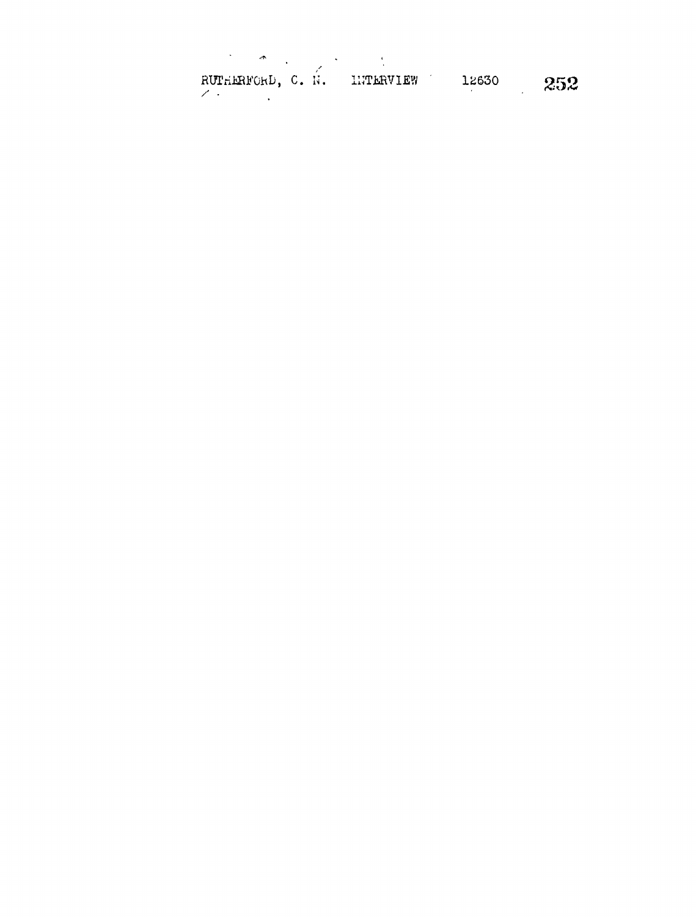RUTHERFORD, C. N. INTERVIEW 12630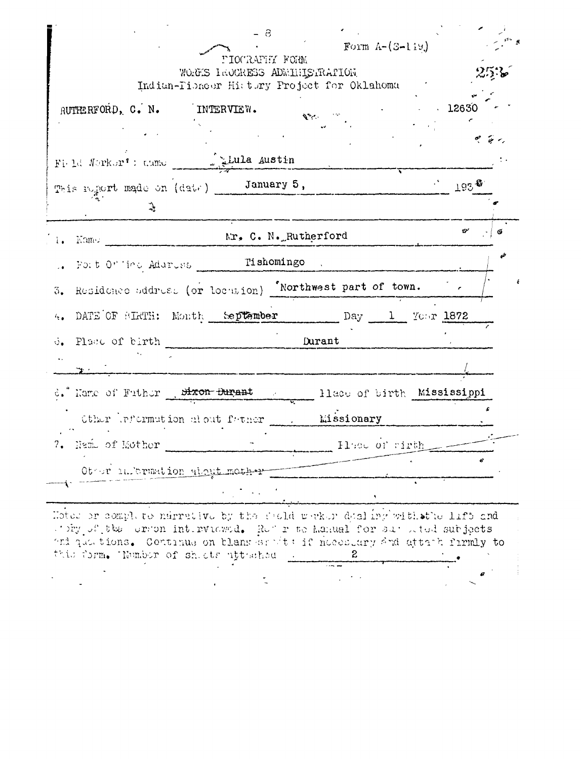Form A-(S-149)

BIOGRAPHY FORM
WORKS PROGRESS ADMINISTRATION
Indian-Pioneer History Project for Oklahoma

253

RUTHERFORD, C. N. INTERVIEW. 12630

Field Worker's name Lula Austin

This report made on (date) January 5, 1938

1. Name Mr. C. N. Rutherford
2. Post Office Address Tishomingo
3. Residence address (or location) Northwest part of town.
4. DATE OF BIRTH: Month September Day 1 Year 1872
5. Place of birth Durant
6. Name of Father ~~Dixon Durant~~ Place of birth Mississippi
   Other information about father Missionary
7. Name of Mother Place of birth
   Other information about mother

Notes or complete narrative by the field worker dealing with the life and story of the person interviewed. Refer to Manual for suggested subjects and questions. Continue on blank sheets if necessary and attach firmly to this form. Number of sheets attached 2.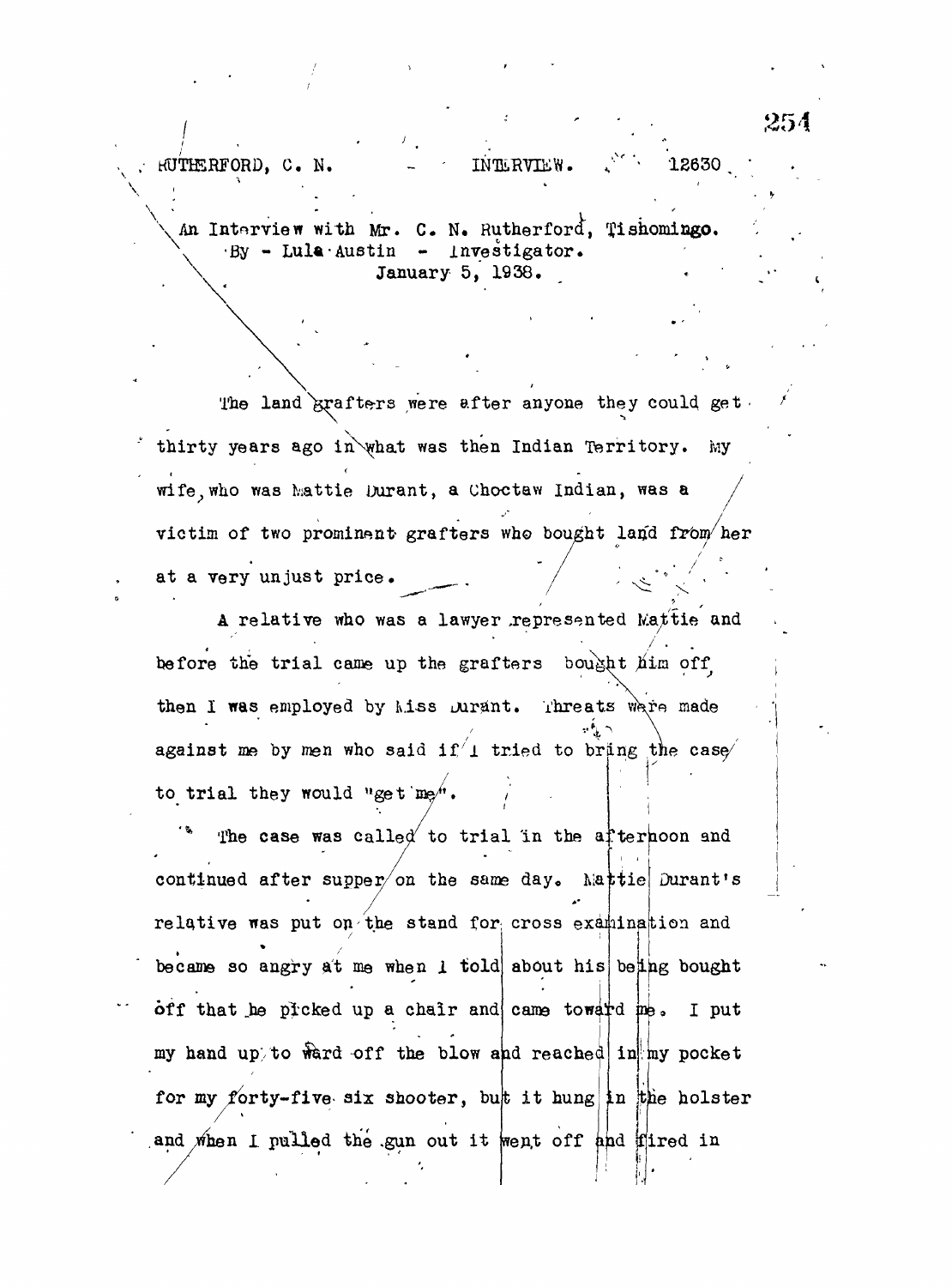RUTHERFORD, C. N. - INTERVIEW. 12630

An Interview with Mr. C. N. Rutherford, Tishomingo.
By - Lula Austin - Investigator.
January 5, 1938.

The land grafters were after anyone they could get thirty years ago in what was then Indian Territory. My wife, who was Mattie Durant, a Choctaw Indian, was a victim of two prominent grafters who bought land from her at a very unjust price.

A relative who was a lawyer represented Mattie and before the trial came up the grafters bought him off, then I was employed by Miss Durant. Threats were made against me by men who said if I tried to bring the case to trial they would "get me".

The case was called to trial in the afternoon and continued after supper on the same day. Mattie Durant's relative was put on the stand for cross examination and became so angry at me when I told about his being bought off that he picked up a chair and came toward me. I put my hand up to ward off the blow and reached in my pocket for my forty-five six shooter, but it hung in the holster and when I pulled the gun out it went off and fired in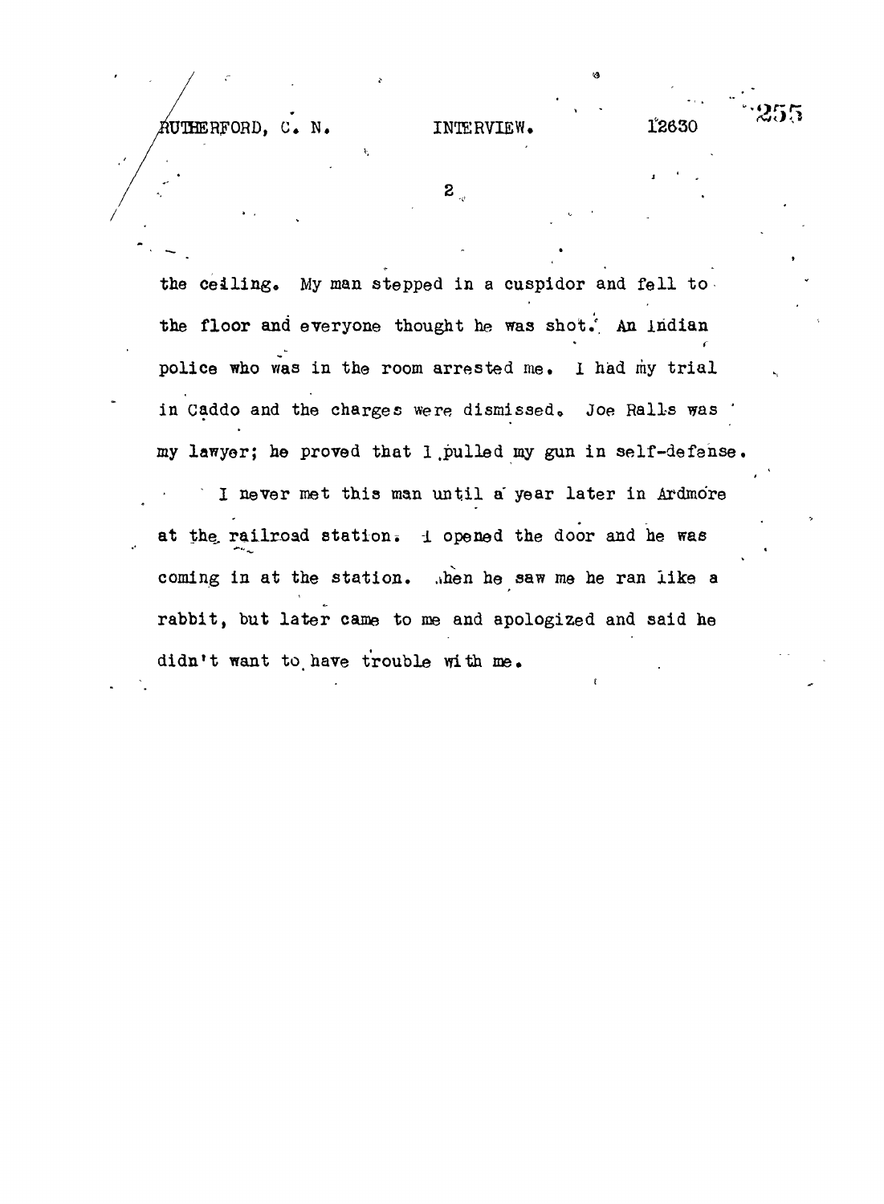the ceiling. My man stepped in a cuspidor and fell to the floor and everyone thought he was shot. An Indian police who was in the room arrested me. I had my trial in Caddo and the charges were dismissed. Joe Ralls was my lawyer; he proved that I pulled my gun in self-defense.

I never met this man until a year later in Ardmore at the railroad station. I opened the door and he was coming in at the station. When he saw me he ran like a rabbit, but later came to me and apologized and said he didn't want to have trouble with me.